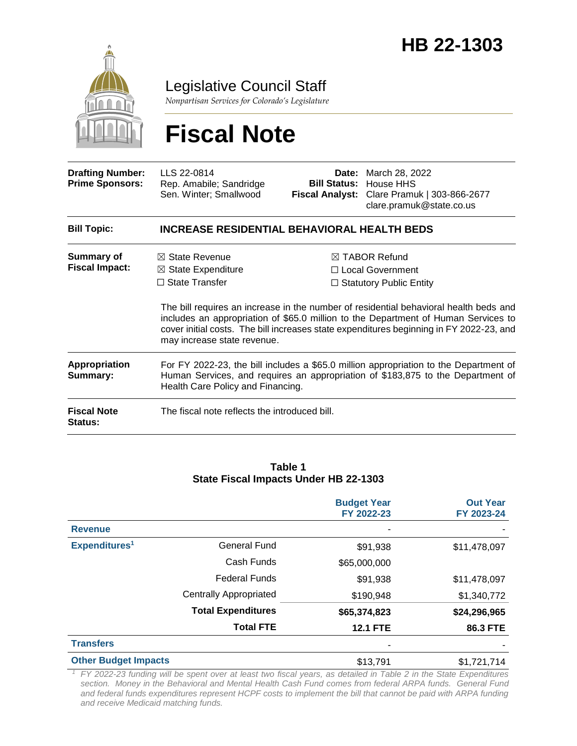# HB 22-1303

## Legislative Council Staff

*Nonpartisan Services for Colorado's Legislature*

# Fiscal Note

| | | | |
|---|---|---|---|
| **Drafting Number:** | LLS 22-0814 | **Date:** | March 28, 2022 |
| **Prime Sponsors:** | Rep. Amabile; Sandridge<br>Sen. Winter; Smallwood | **Bill Status:** | House HHS |
| | | **Fiscal Analyst:** | Clare Pramuk \| 303-866-2677<br>clare.pramuk@state.co.us |

**Bill Topic:** **INCREASE RESIDENTIAL BEHAVIORAL HEALTH BEDS**

**Summary of Fiscal Impact:**

- ☒ State Revenue
- ☒ State Expenditure
- ☐ State Transfer
- ☒ TABOR Refund
- ☐ Local Government
- ☐ Statutory Public Entity

The bill requires an increase in the number of residential behavioral health beds and includes an appropriation of $65.0 million to the Department of Human Services to cover initial costs. The bill increases state expenditures beginning in FY 2022-23, and may increase state revenue.

**Appropriation Summary:** For FY 2022-23, the bill includes a $65.0 million appropriation to the Department of Human Services, and requires an appropriation of $183,875 to the Department of Health Care Policy and Financing.

**Fiscal Note Status:** The fiscal note reflects the introduced bill.

**Table 1**
**State Fiscal Impacts Under HB 22-1303**

| | | Budget Year FY 2022-23 | Out Year FY 2023-24 |
|---|---|---|---|
| **Revenue** | | - | - |
| **Expenditures**[1] | General Fund | $91,938 | $11,478,097 |
| | Cash Funds | $65,000,000 | |
| | Federal Funds | $91,938 | $11,478,097 |
| | Centrally Appropriated | $190,948 | $1,340,772 |
| | **Total Expenditures** | **$65,374,823** | **$24,296,965** |
| | **Total FTE** | **12.1 FTE** | **86.3 FTE** |
| **Transfers** | | - | - |
| **Other Budget Impacts** | | $13,791 | $1,721,714 |

*[1] FY 2022-23 funding will be spent over at least two fiscal years, as detailed in Table 2 in the State Expenditures section. Money in the Behavioral and Mental Health Cash Fund comes from federal ARPA funds. General Fund and federal funds expenditures represent HCPF costs to implement the bill that cannot be paid with ARPA funding and receive Medicaid matching funds.*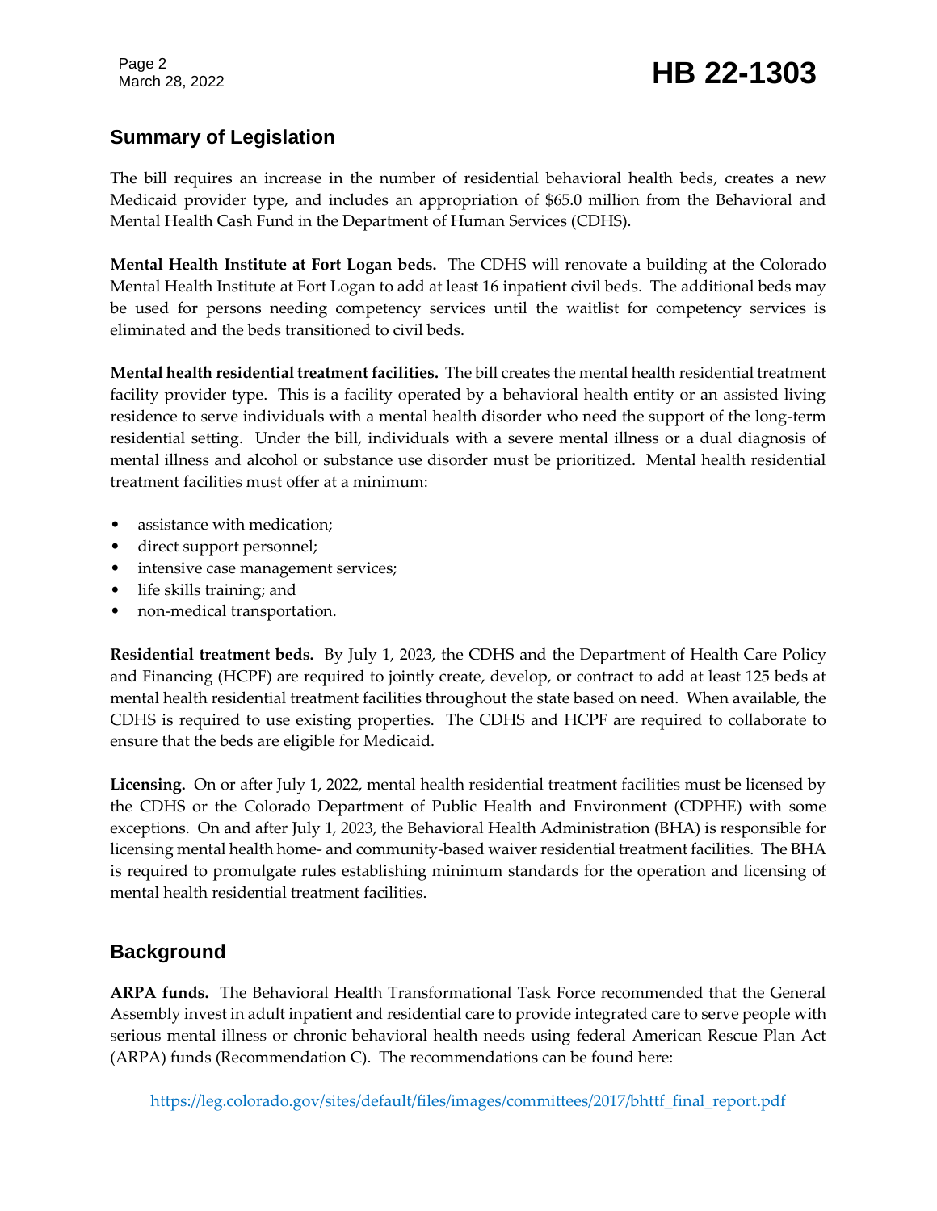## Summary of Legislation

The bill requires an increase in the number of residential behavioral health beds, creates a new Medicaid provider type, and includes an appropriation of $65.0 million from the Behavioral and Mental Health Cash Fund in the Department of Human Services (CDHS).

**Mental Health Institute at Fort Logan beds.** The CDHS will renovate a building at the Colorado Mental Health Institute at Fort Logan to add at least 16 inpatient civil beds. The additional beds may be used for persons needing competency services until the waitlist for competency services is eliminated and the beds transitioned to civil beds.

**Mental health residential treatment facilities.** The bill creates the mental health residential treatment facility provider type. This is a facility operated by a behavioral health entity or an assisted living residence to serve individuals with a mental health disorder who need the support of the long-term residential setting. Under the bill, individuals with a severe mental illness or a dual diagnosis of mental illness and alcohol or substance use disorder must be prioritized. Mental health residential treatment facilities must offer at a minimum:

- assistance with medication;
- direct support personnel;
- intensive case management services;
- life skills training; and
- non-medical transportation.

**Residential treatment beds.** By July 1, 2023, the CDHS and the Department of Health Care Policy and Financing (HCPF) are required to jointly create, develop, or contract to add at least 125 beds at mental health residential treatment facilities throughout the state based on need. When available, the CDHS is required to use existing properties. The CDHS and HCPF are required to collaborate to ensure that the beds are eligible for Medicaid.

**Licensing.** On or after July 1, 2022, mental health residential treatment facilities must be licensed by the CDHS or the Colorado Department of Public Health and Environment (CDPHE) with some exceptions. On and after July 1, 2023, the Behavioral Health Administration (BHA) is responsible for licensing mental health home- and community-based waiver residential treatment facilities. The BHA is required to promulgate rules establishing minimum standards for the operation and licensing of mental health residential treatment facilities.

## Background

**ARPA funds.** The Behavioral Health Transformational Task Force recommended that the General Assembly invest in adult inpatient and residential care to provide integrated care to serve people with serious mental illness or chronic behavioral health needs using federal American Rescue Plan Act (ARPA) funds (Recommendation C). The recommendations can be found here:

https://leg.colorado.gov/sites/default/files/images/committees/2017/bhttf_final_report.pdf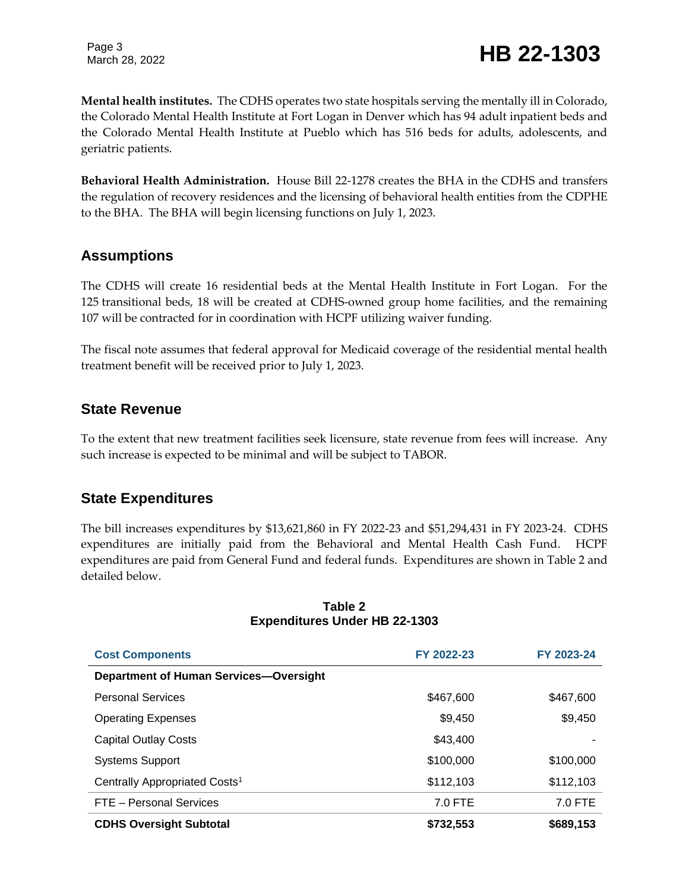**Mental health institutes.** The CDHS operates two state hospitals serving the mentally ill in Colorado, the Colorado Mental Health Institute at Fort Logan in Denver which has 94 adult inpatient beds and the Colorado Mental Health Institute at Pueblo which has 516 beds for adults, adolescents, and geriatric patients.

**Behavioral Health Administration.** House Bill 22-1278 creates the BHA in the CDHS and transfers the regulation of recovery residences and the licensing of behavioral health entities from the CDPHE to the BHA. The BHA will begin licensing functions on July 1, 2023.

## Assumptions

The CDHS will create 16 residential beds at the Mental Health Institute in Fort Logan. For the 125 transitional beds, 18 will be created at CDHS-owned group home facilities, and the remaining 107 will be contracted for in coordination with HCPF utilizing waiver funding.

The fiscal note assumes that federal approval for Medicaid coverage of the residential mental health treatment benefit will be received prior to July 1, 2023.

## State Revenue

To the extent that new treatment facilities seek licensure, state revenue from fees will increase. Any such increase is expected to be minimal and will be subject to TABOR.

## State Expenditures

The bill increases expenditures by $13,621,860 in FY 2022-23 and $51,294,431 in FY 2023-24. CDHS expenditures are initially paid from the Behavioral and Mental Health Cash Fund. HCPF expenditures are paid from General Fund and federal funds. Expenditures are shown in Table 2 and detailed below.

**Table 2**
**Expenditures Under HB 22-1303**

| Cost Components | FY 2022-23 | FY 2023-24 |
|---|---|---|
| **Department of Human Services—Oversight** | | |
| Personal Services | $467,600 | $467,600 |
| Operating Expenses | $9,450 | $9,450 |
| Capital Outlay Costs | $43,400 | - |
| Systems Support | $100,000 | $100,000 |
| Centrally Appropriated Costs[1] | $112,103 | $112,103 |
| FTE – Personal Services | 7.0 FTE | 7.0 FTE |
| **CDHS Oversight Subtotal** | **$732,553** | **$689,153** |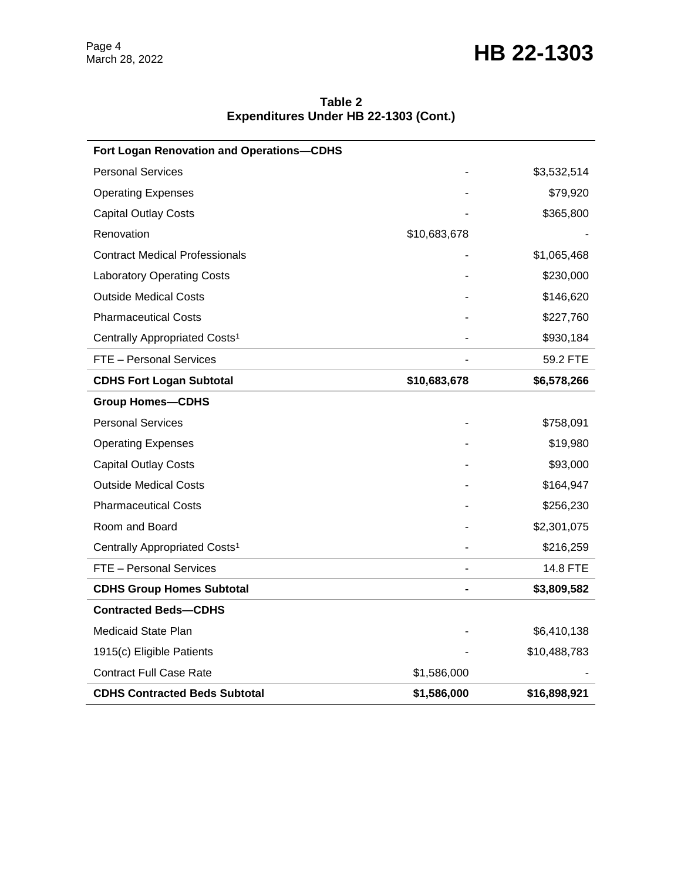**Table 2**
**Expenditures Under HB 22-1303 (Cont.)**

| | | |
|---|---|---|
| **Fort Logan Renovation and Operations—CDHS** | | |
| Personal Services | - | $3,532,514 |
| Operating Expenses | - | $79,920 |
| Capital Outlay Costs | - | $365,800 |
| Renovation | $10,683,678 | - |
| Contract Medical Professionals | - | $1,065,468 |
| Laboratory Operating Costs | - | $230,000 |
| Outside Medical Costs | - | $146,620 |
| Pharmaceutical Costs | - | $227,760 |
| Centrally Appropriated Costs[1] | - | $930,184 |
| FTE – Personal Services | - | 59.2 FTE |
| **CDHS Fort Logan Subtotal** | **$10,683,678** | **$6,578,266** |
| **Group Homes—CDHS** | | |
| Personal Services | - | $758,091 |
| Operating Expenses | - | $19,980 |
| Capital Outlay Costs | - | $93,000 |
| Outside Medical Costs | - | $164,947 |
| Pharmaceutical Costs | - | $256,230 |
| Room and Board | - | $2,301,075 |
| Centrally Appropriated Costs[1] | - | $216,259 |
| FTE – Personal Services | - | 14.8 FTE |
| **CDHS Group Homes Subtotal** | **-** | **$3,809,582** |
| **Contracted Beds—CDHS** | | |
| Medicaid State Plan | - | $6,410,138 |
| 1915(c) Eligible Patients | - | $10,488,783 |
| Contract Full Case Rate | $1,586,000 | - |
| **CDHS Contracted Beds Subtotal** | **$1,586,000** | **$16,898,921** |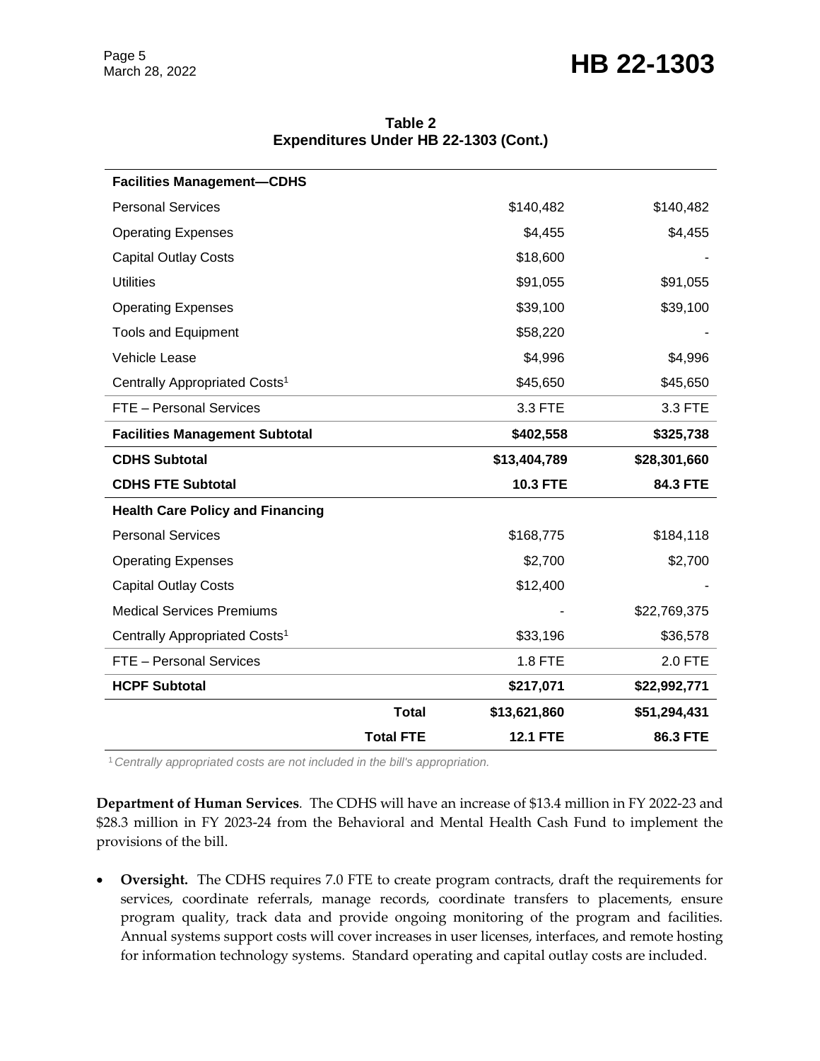**Table 2**
**Expenditures Under HB 22-1303 (Cont.)**

| | | | |
|---|---|---|---|
| **Facilities Management—CDHS** | | | |
| Personal Services | | $140,482 | $140,482 |
| Operating Expenses | | $4,455 | $4,455 |
| Capital Outlay Costs | | $18,600 | - |
| Utilities | | $91,055 | $91,055 |
| Operating Expenses | | $39,100 | $39,100 |
| Tools and Equipment | | $58,220 | - |
| Vehicle Lease | | $4,996 | $4,996 |
| Centrally Appropriated Costs[1] | | $45,650 | $45,650 |
| FTE – Personal Services | | 3.3 FTE | 3.3 FTE |
| **Facilities Management Subtotal** | | **$402,558** | **$325,738** |
| **CDHS Subtotal** | | **$13,404,789** | **$28,301,660** |
| **CDHS FTE Subtotal** | | **10.3 FTE** | **84.3 FTE** |
| **Health Care Policy and Financing** | | | |
| Personal Services | | $168,775 | $184,118 |
| Operating Expenses | | $2,700 | $2,700 |
| Capital Outlay Costs | | $12,400 | - |
| Medical Services Premiums | | - | $22,769,375 |
| Centrally Appropriated Costs[1] | | $33,196 | $36,578 |
| FTE – Personal Services | | 1.8 FTE | 2.0 FTE |
| **HCPF Subtotal** | | **$217,071** | **$22,992,771** |
| | **Total** | **$13,621,860** | **$51,294,431** |
| | **Total FTE** | **12.1 FTE** | **86.3 FTE** |

[1] *Centrally appropriated costs are not included in the bill's appropriation.*

**Department of Human Services**. The CDHS will have an increase of $13.4 million in FY 2022-23 and $28.3 million in FY 2023-24 from the Behavioral and Mental Health Cash Fund to implement the provisions of the bill.

- **Oversight.** The CDHS requires 7.0 FTE to create program contracts, draft the requirements for services, coordinate referrals, manage records, coordinate transfers to placements, ensure program quality, track data and provide ongoing monitoring of the program and facilities. Annual systems support costs will cover increases in user licenses, interfaces, and remote hosting for information technology systems. Standard operating and capital outlay costs are included.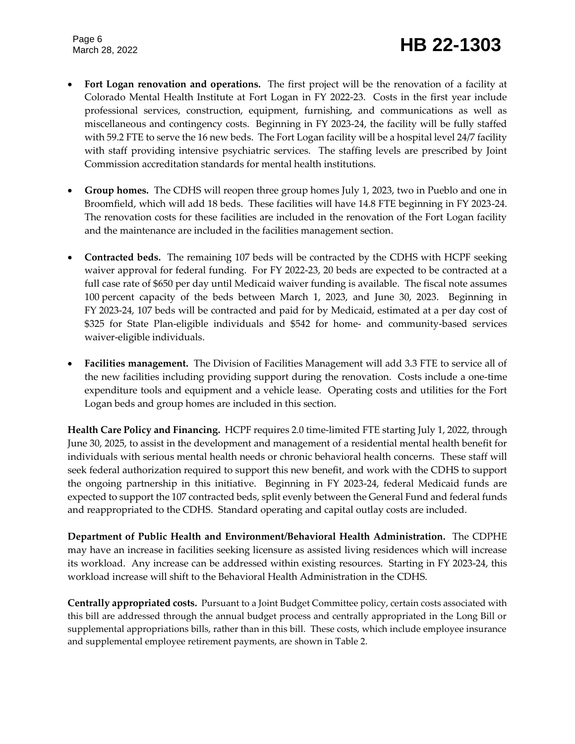- **Fort Logan renovation and operations.** The first project will be the renovation of a facility at Colorado Mental Health Institute at Fort Logan in FY 2022-23. Costs in the first year include professional services, construction, equipment, furnishing, and communications as well as miscellaneous and contingency costs. Beginning in FY 2023-24, the facility will be fully staffed with 59.2 FTE to serve the 16 new beds. The Fort Logan facility will be a hospital level 24/7 facility with staff providing intensive psychiatric services. The staffing levels are prescribed by Joint Commission accreditation standards for mental health institutions.

- **Group homes.** The CDHS will reopen three group homes July 1, 2023, two in Pueblo and one in Broomfield, which will add 18 beds. These facilities will have 14.8 FTE beginning in FY 2023-24. The renovation costs for these facilities are included in the renovation of the Fort Logan facility and the maintenance are included in the facilities management section.

- **Contracted beds.** The remaining 107 beds will be contracted by the CDHS with HCPF seeking waiver approval for federal funding. For FY 2022-23, 20 beds are expected to be contracted at a full case rate of $650 per day until Medicaid waiver funding is available. The fiscal note assumes 100 percent capacity of the beds between March 1, 2023, and June 30, 2023. Beginning in FY 2023-24, 107 beds will be contracted and paid for by Medicaid, estimated at a per day cost of $325 for State Plan-eligible individuals and $542 for home- and community-based services waiver-eligible individuals.

- **Facilities management.** The Division of Facilities Management will add 3.3 FTE to service all of the new facilities including providing support during the renovation. Costs include a one-time expenditure tools and equipment and a vehicle lease. Operating costs and utilities for the Fort Logan beds and group homes are included in this section.

**Health Care Policy and Financing.** HCPF requires 2.0 time-limited FTE starting July 1, 2022, through June 30, 2025, to assist in the development and management of a residential mental health benefit for individuals with serious mental health needs or chronic behavioral health concerns. These staff will seek federal authorization required to support this new benefit, and work with the CDHS to support the ongoing partnership in this initiative. Beginning in FY 2023-24, federal Medicaid funds are expected to support the 107 contracted beds, split evenly between the General Fund and federal funds and reappropriated to the CDHS. Standard operating and capital outlay costs are included.

**Department of Public Health and Environment/Behavioral Health Administration.** The CDPHE may have an increase in facilities seeking licensure as assisted living residences which will increase its workload. Any increase can be addressed within existing resources. Starting in FY 2023-24, this workload increase will shift to the Behavioral Health Administration in the CDHS.

**Centrally appropriated costs.** Pursuant to a Joint Budget Committee policy, certain costs associated with this bill are addressed through the annual budget process and centrally appropriated in the Long Bill or supplemental appropriations bills, rather than in this bill. These costs, which include employee insurance and supplemental employee retirement payments, are shown in Table 2.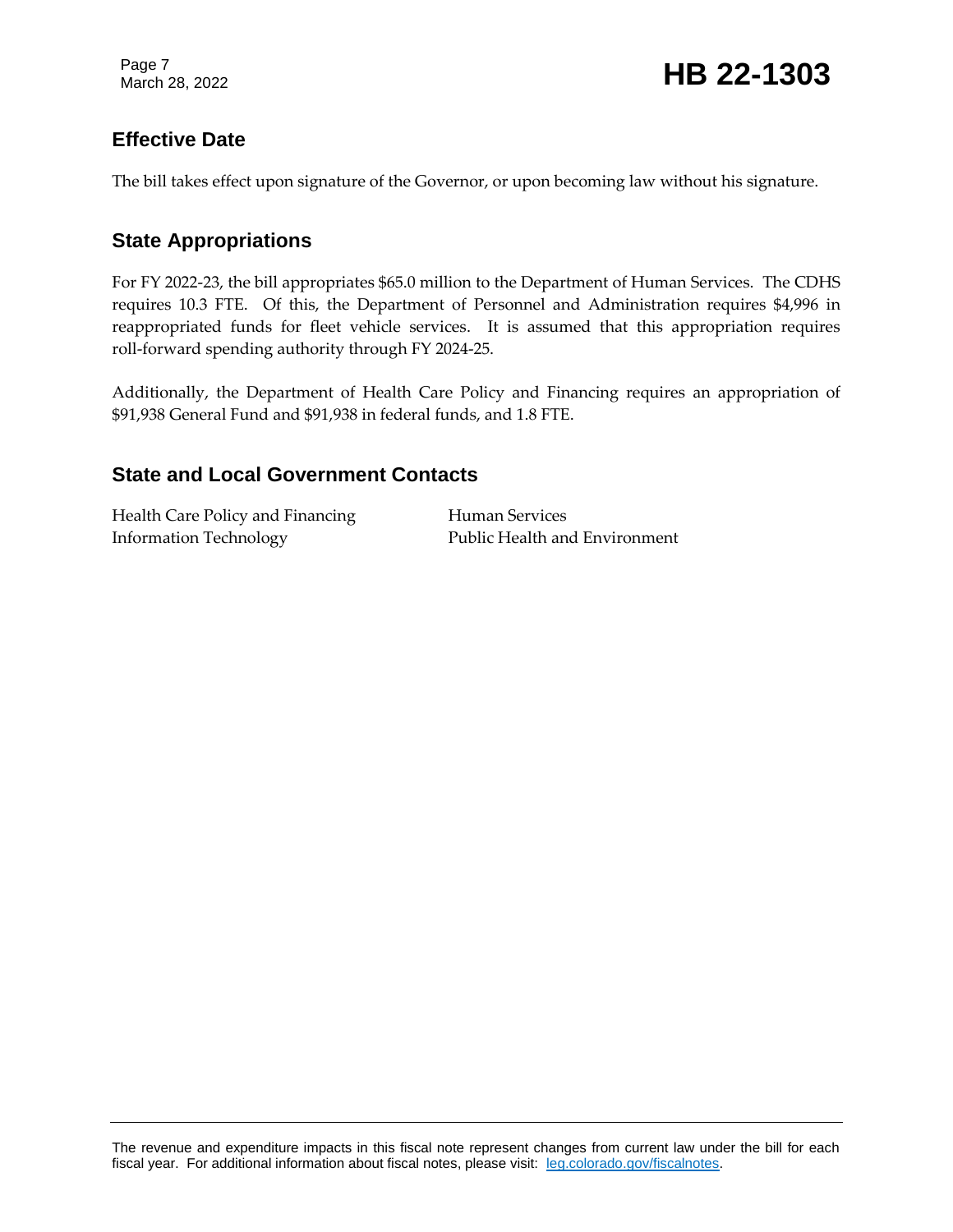## Effective Date

The bill takes effect upon signature of the Governor, or upon becoming law without his signature.

## State Appropriations

For FY 2022-23, the bill appropriates $65.0 million to the Department of Human Services. The CDHS requires 10.3 FTE. Of this, the Department of Personnel and Administration requires $4,996 in reappropriated funds for fleet vehicle services. It is assumed that this appropriation requires roll-forward spending authority through FY 2024-25.

Additionally, the Department of Health Care Policy and Financing requires an appropriation of $91,938 General Fund and $91,938 in federal funds, and 1.8 FTE.

## State and Local Government Contacts

Health Care Policy and Financing
Information Technology
Human Services
Public Health and Environment

The revenue and expenditure impacts in this fiscal note represent changes from current law under the bill for each fiscal year. For additional information about fiscal notes, please visit: leg.colorado.gov/fiscalnotes.